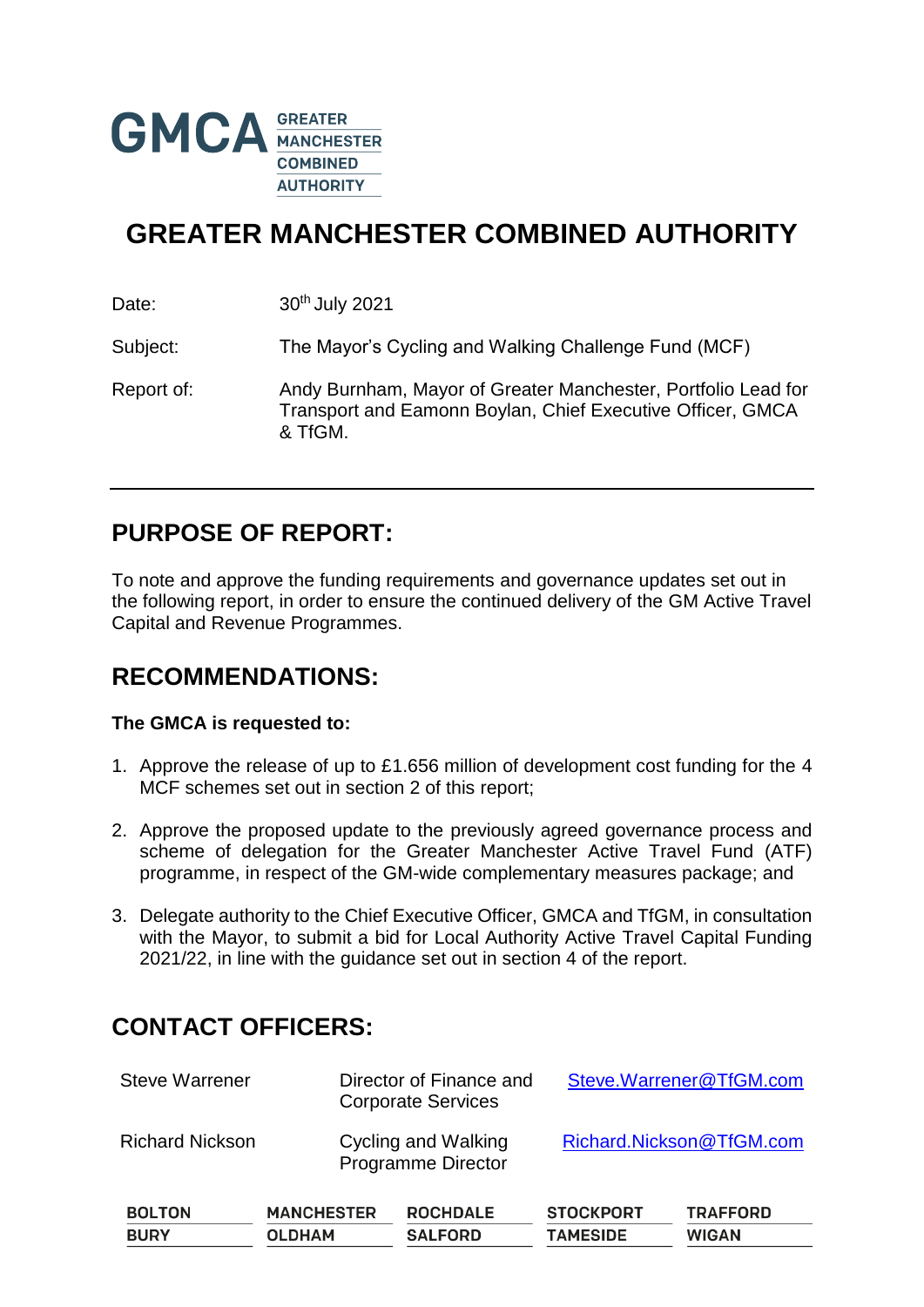GMCA GREATER MANCHESTER COMBINED AUTHORITY

# GREATER MANCHESTER COMBINED AUTHORITY

| | |
|---|---|
| Date: | 30th July 2021 |
| Subject: | The Mayor's Cycling and Walking Challenge Fund (MCF) |
| Report of: | Andy Burnham, Mayor of Greater Manchester, Portfolio Lead for Transport and Eamonn Boylan, Chief Executive Officer, GMCA & TfGM. |

---

## PURPOSE OF REPORT:

To note and approve the funding requirements and governance updates set out in the following report, in order to ensure the continued delivery of the GM Active Travel Capital and Revenue Programmes.

## RECOMMENDATIONS:

**The GMCA is requested to:**

1. Approve the release of up to £1.656 million of development cost funding for the 4 MCF schemes set out in section 2 of this report;

2. Approve the proposed update to the previously agreed governance process and scheme of delegation for the Greater Manchester Active Travel Fund (ATF) programme, in respect of the GM-wide complementary measures package; and

3. Delegate authority to the Chief Executive Officer, GMCA and TfGM, in consultation with the Mayor, to submit a bid for Local Authority Active Travel Capital Funding 2021/22, in line with the guidance set out in section 4 of the report.

## CONTACT OFFICERS:

| | | |
|---|---|---|
| Steve Warrener | Director of Finance and Corporate Services | Steve.Warrener@TfGM.com |
| Richard Nickson | Cycling and Walking Programme Director | Richard.Nickson@TfGM.com |

| | | | | |
|---|---|---|---|---|
| BOLTON | MANCHESTER | ROCHDALE | STOCKPORT | TRAFFORD |
| BURY | OLDHAM | SALFORD | TAMESIDE | WIGAN |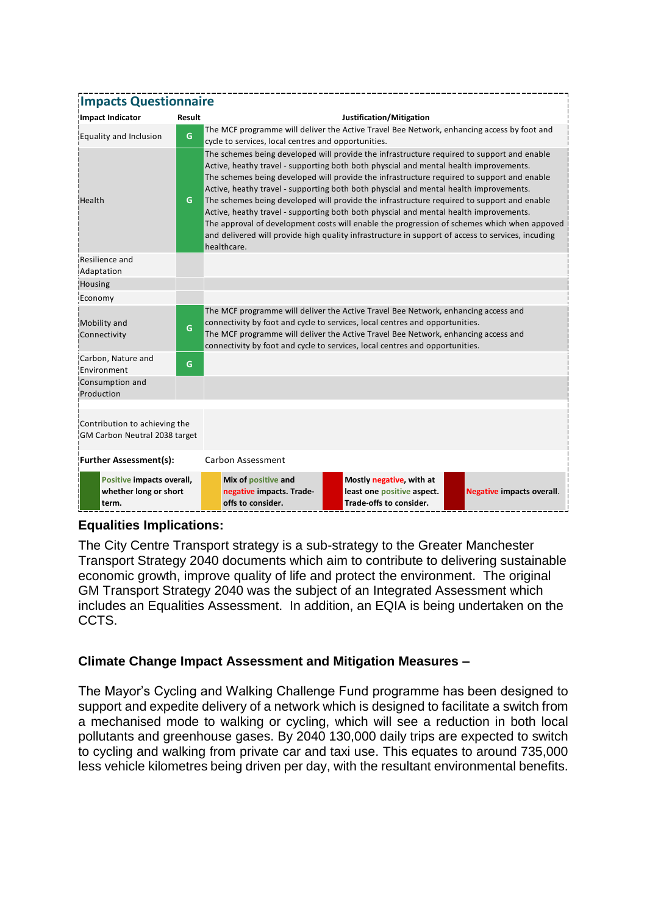## Impacts Questionnaire

| Impact Indicator | Result | Justification/Mitigation |
|---|---|---|
| Equality and Inclusion | G | The MCF programme will deliver the Active Travel Bee Network, enhancing access by foot and cycle to services, local centres and opportunities. |
| Health | G | The schemes being developed will provide the infrastructure required to support and enable Active, heathy travel - supporting both both physcial and mental health improvements. The schemes being developed will provide the infrastructure required to support and enable Active, heathy travel - supporting both both physcial and mental health improvements. The schemes being developed will provide the infrastructure required to support and enable Active, heathy travel - supporting both both physcial and mental health improvements. The approval of development costs will enable the progression of schemes which when appoved and delivered will provide high quality infrastructure in support of access to services, incuding healthcare. |
| Resilience and Adaptation | | |
| Housing | | |
| Economy | | |
| Mobility and Connectivity | G | The MCF programme will deliver the Active Travel Bee Network, enhancing access and connectivity by foot and cycle to services, local centres and opportunities. The MCF programme will deliver the Active Travel Bee Network, enhancing access and connectivity by foot and cycle to services, local centres and opportunities. |
| Carbon, Nature and Environment | G | |
| Consumption and Production | | |
| Contribution to achieving the GM Carbon Neutral 2038 target | | |
| **Further Assessment(s):** | | Carbon Assessment |

| Key | Description |
|---|---|
| Dark green | **Positive impacts overall, whether long or short term.** |
| Yellow | **Mix of positive and negative impacts. Trade-offs to consider.** |
| Red | **Mostly negative, with at least one positive aspect. Trade-offs to consider.** |
| Dark red | **Negative impacts overall.** |

### Equalities Implications:

The City Centre Transport strategy is a sub-strategy to the Greater Manchester Transport Strategy 2040 documents which aim to contribute to delivering sustainable economic growth, improve quality of life and protect the environment. The original GM Transport Strategy 2040 was the subject of an Integrated Assessment which includes an Equalities Assessment. In addition, an EQIA is being undertaken on the CCTS.

### Climate Change Impact Assessment and Mitigation Measures –

The Mayor's Cycling and Walking Challenge Fund programme has been designed to support and expedite delivery of a network which is designed to facilitate a switch from a mechanised mode to walking or cycling, which will see a reduction in both local pollutants and greenhouse gases. By 2040 130,000 daily trips are expected to switch to cycling and walking from private car and taxi use. This equates to around 735,000 less vehicle kilometres being driven per day, with the resultant environmental benefits.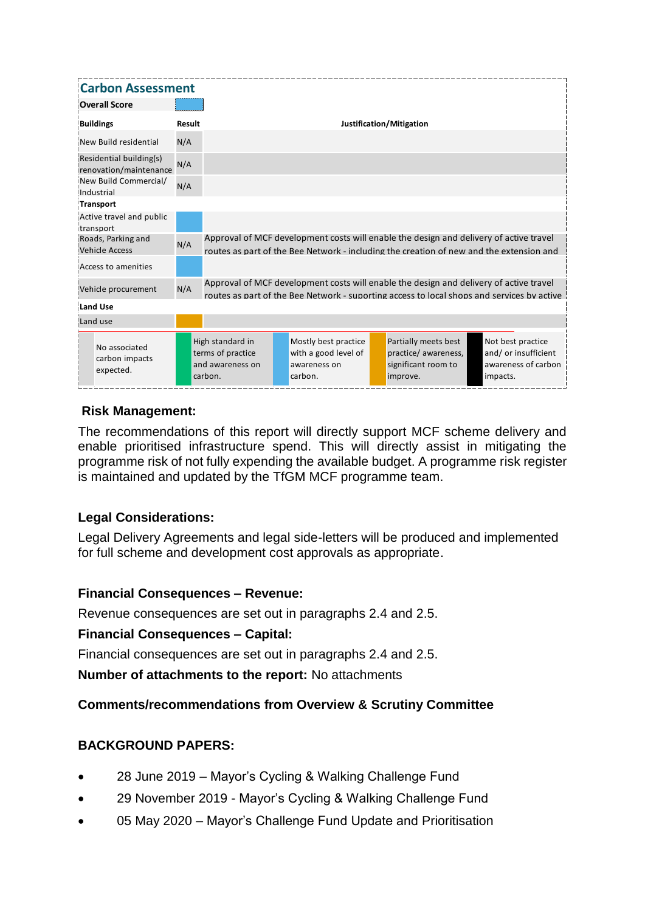## Carbon Assessment

| Overall Score | | |
|---|---|---|
| **Buildings** | **Result** | **Justification/Mitigation** |
| New Build residential | N/A | |
| Residential building(s) renovation/maintenance | N/A | |
| New Build Commercial/ Industrial | N/A | |
| **Transport** | | |
| Active travel and public transport | | |
| Roads, Parking and Vehicle Access | N/A | Approval of MCF development costs will enable the design and delivery of active travel routes as part of the Bee Network - including the creation of new and the extension and |
| Access to amenities | | |
| Vehicle procurement | N/A | Approval of MCF development costs will enable the design and delivery of active travel routes as part of the Bee Network - suporting access to local shops and services by active |
| **Land Use** | | |
| Land use | | |

| No associated carbon impacts expected. | High standard in terms of practice and awareness on carbon. | Mostly best practice with a good level of awareness on carbon. | Partially meets best practice/ awareness, significant room to improve. | Not best practice and/ or insufficient awareness of carbon impacts. |
|---|---|---|---|---|

### Risk Management:

The recommendations of this report will directly support MCF scheme delivery and enable prioritised infrastructure spend. This will directly assist in mitigating the programme risk of not fully expending the available budget. A programme risk register is maintained and updated by the TfGM MCF programme team.

### Legal Considerations:

Legal Delivery Agreements and legal side-letters will be produced and implemented for full scheme and development cost approvals as appropriate.

### Financial Consequences – Revenue:

Revenue consequences are set out in paragraphs 2.4 and 2.5.

### Financial Consequences – Capital:

Financial consequences are set out in paragraphs 2.4 and 2.5.

**Number of attachments to the report:** No attachments

### Comments/recommendations from Overview & Scrutiny Committee

### BACKGROUND PAPERS:

- 28 June 2019 – Mayor's Cycling & Walking Challenge Fund
- 29 November 2019 - Mayor's Cycling & Walking Challenge Fund
- 05 May 2020 – Mayor's Challenge Fund Update and Prioritisation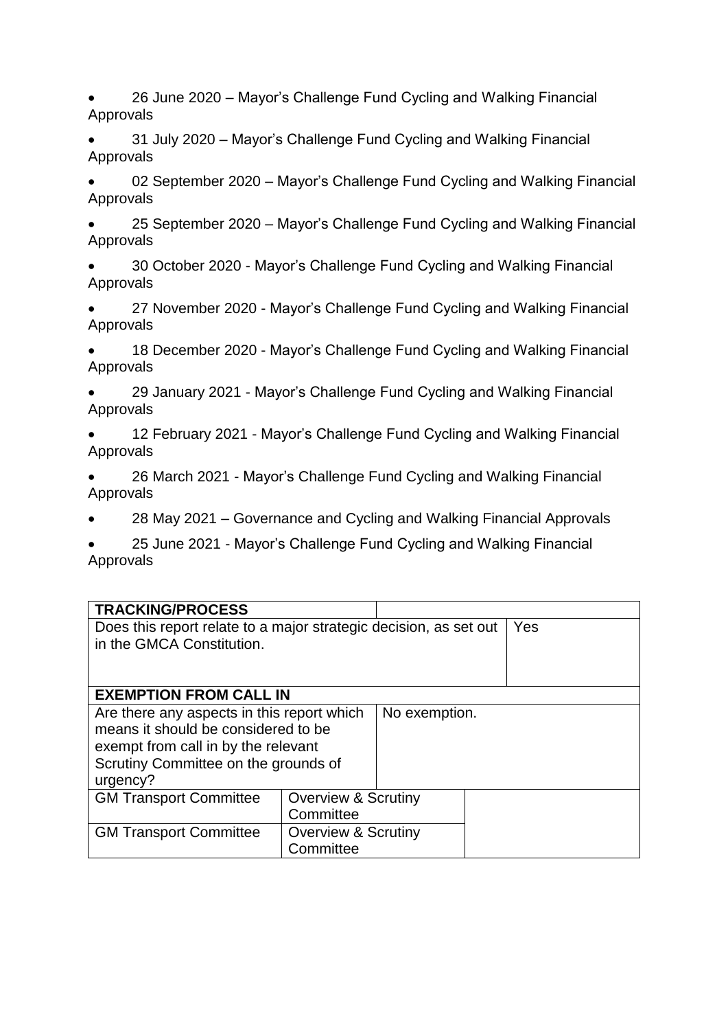- 26 June 2020 – Mayor's Challenge Fund Cycling and Walking Financial Approvals
- 31 July 2020 – Mayor's Challenge Fund Cycling and Walking Financial Approvals
- 02 September 2020 – Mayor's Challenge Fund Cycling and Walking Financial Approvals
- 25 September 2020 – Mayor's Challenge Fund Cycling and Walking Financial Approvals
- 30 October 2020 - Mayor's Challenge Fund Cycling and Walking Financial Approvals
- 27 November 2020 - Mayor's Challenge Fund Cycling and Walking Financial Approvals
- 18 December 2020 - Mayor's Challenge Fund Cycling and Walking Financial Approvals
- 29 January 2021 - Mayor's Challenge Fund Cycling and Walking Financial Approvals
- 12 February 2021 - Mayor's Challenge Fund Cycling and Walking Financial Approvals
- 26 March 2021 - Mayor's Challenge Fund Cycling and Walking Financial Approvals
- 28 May 2021 – Governance and Cycling and Walking Financial Approvals
- 25 June 2021 - Mayor's Challenge Fund Cycling and Walking Financial Approvals

| **TRACKING/PROCESS** | | |
|---|---|---|
| Does this report relate to a major strategic decision, as set out in the GMCA Constitution. | | Yes |
| **EXEMPTION FROM CALL IN** | | |
| Are there any aspects in this report which means it should be considered to be exempt from call in by the relevant Scrutiny Committee on the grounds of urgency? | | No exemption. |
| GM Transport Committee | Overview & Scrutiny Committee | |
| GM Transport Committee | Overview & Scrutiny Committee | |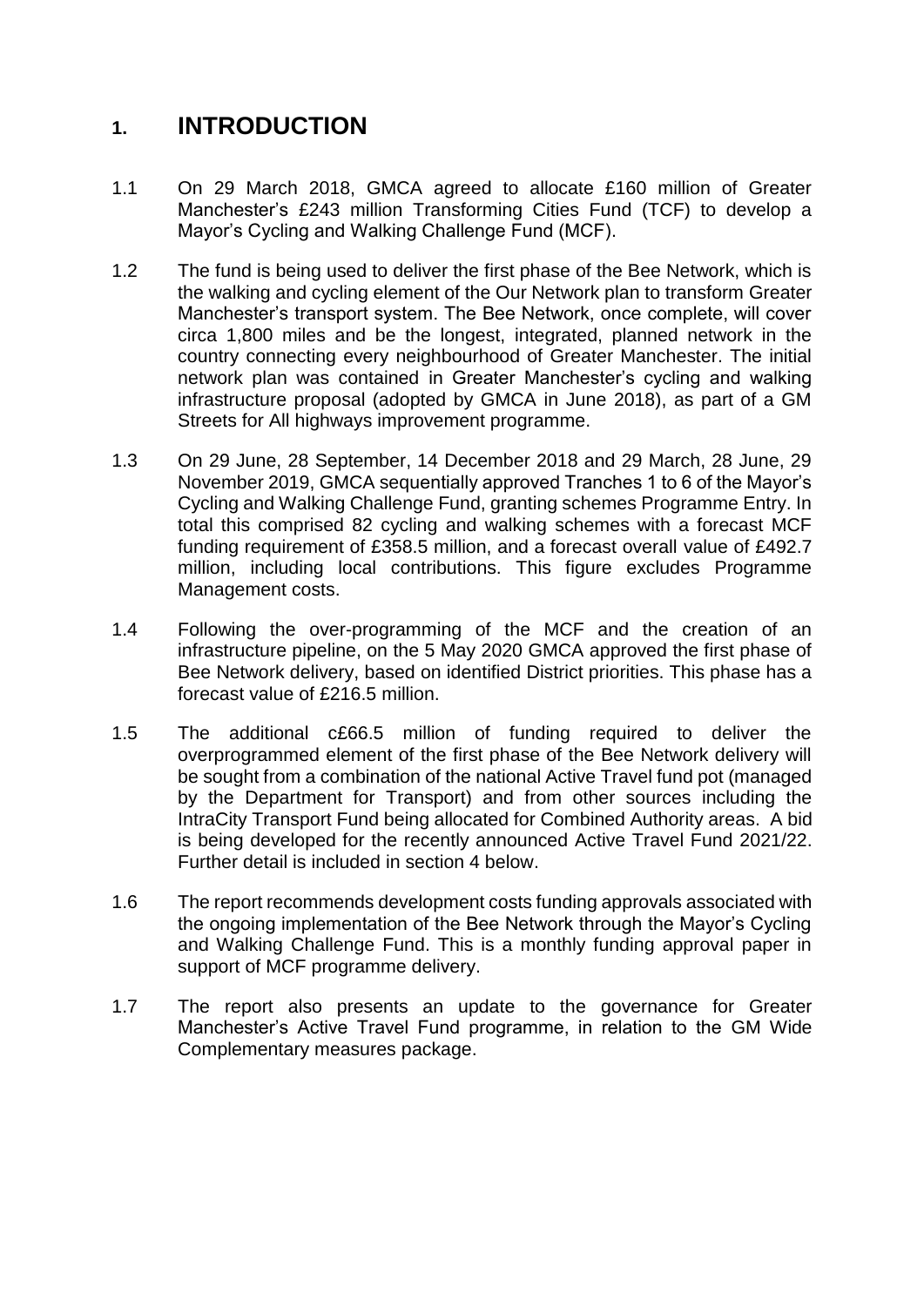# 1. INTRODUCTION

1.1 On 29 March 2018, GMCA agreed to allocate £160 million of Greater Manchester's £243 million Transforming Cities Fund (TCF) to develop a Mayor's Cycling and Walking Challenge Fund (MCF).

1.2 The fund is being used to deliver the first phase of the Bee Network, which is the walking and cycling element of the Our Network plan to transform Greater Manchester's transport system. The Bee Network, once complete, will cover circa 1,800 miles and be the longest, integrated, planned network in the country connecting every neighbourhood of Greater Manchester. The initial network plan was contained in Greater Manchester's cycling and walking infrastructure proposal (adopted by GMCA in June 2018), as part of a GM Streets for All highways improvement programme.

1.3 On 29 June, 28 September, 14 December 2018 and 29 March, 28 June, 29 November 2019, GMCA sequentially approved Tranches 1 to 6 of the Mayor's Cycling and Walking Challenge Fund, granting schemes Programme Entry. In total this comprised 82 cycling and walking schemes with a forecast MCF funding requirement of £358.5 million, and a forecast overall value of £492.7 million, including local contributions. This figure excludes Programme Management costs.

1.4 Following the over-programming of the MCF and the creation of an infrastructure pipeline, on the 5 May 2020 GMCA approved the first phase of Bee Network delivery, based on identified District priorities. This phase has a forecast value of £216.5 million.

1.5 The additional c£66.5 million of funding required to deliver the overprogrammed element of the first phase of the Bee Network delivery will be sought from a combination of the national Active Travel fund pot (managed by the Department for Transport) and from other sources including the IntraCity Transport Fund being allocated for Combined Authority areas. A bid is being developed for the recently announced Active Travel Fund 2021/22. Further detail is included in section 4 below.

1.6 The report recommends development costs funding approvals associated with the ongoing implementation of the Bee Network through the Mayor's Cycling and Walking Challenge Fund. This is a monthly funding approval paper in support of MCF programme delivery.

1.7 The report also presents an update to the governance for Greater Manchester's Active Travel Fund programme, in relation to the GM Wide Complementary measures package.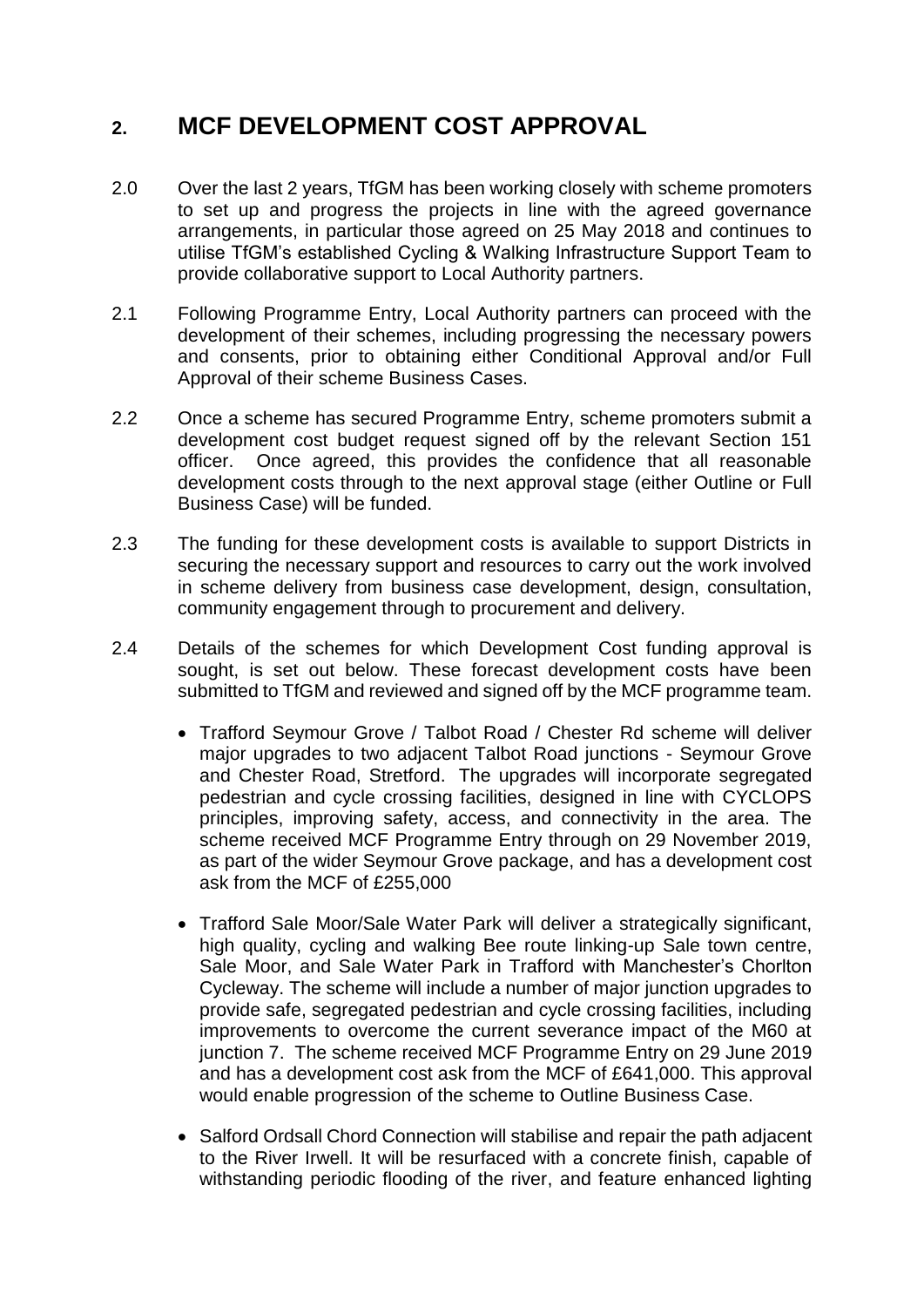## 2. MCF DEVELOPMENT COST APPROVAL

2.0 Over the last 2 years, TfGM has been working closely with scheme promoters to set up and progress the projects in line with the agreed governance arrangements, in particular those agreed on 25 May 2018 and continues to utilise TfGM's established Cycling & Walking Infrastructure Support Team to provide collaborative support to Local Authority partners.

2.1 Following Programme Entry, Local Authority partners can proceed with the development of their schemes, including progressing the necessary powers and consents, prior to obtaining either Conditional Approval and/or Full Approval of their scheme Business Cases.

2.2 Once a scheme has secured Programme Entry, scheme promoters submit a development cost budget request signed off by the relevant Section 151 officer. Once agreed, this provides the confidence that all reasonable development costs through to the next approval stage (either Outline or Full Business Case) will be funded.

2.3 The funding for these development costs is available to support Districts in securing the necessary support and resources to carry out the work involved in scheme delivery from business case development, design, consultation, community engagement through to procurement and delivery.

2.4 Details of the schemes for which Development Cost funding approval is sought, is set out below. These forecast development costs have been submitted to TfGM and reviewed and signed off by the MCF programme team.

- Trafford Seymour Grove / Talbot Road / Chester Rd scheme will deliver major upgrades to two adjacent Talbot Road junctions - Seymour Grove and Chester Road, Stretford. The upgrades will incorporate segregated pedestrian and cycle crossing facilities, designed in line with CYCLOPS principles, improving safety, access, and connectivity in the area. The scheme received MCF Programme Entry through on 29 November 2019, as part of the wider Seymour Grove package, and has a development cost ask from the MCF of £255,000

- Trafford Sale Moor/Sale Water Park will deliver a strategically significant, high quality, cycling and walking Bee route linking-up Sale town centre, Sale Moor, and Sale Water Park in Trafford with Manchester's Chorlton Cycleway. The scheme will include a number of major junction upgrades to provide safe, segregated pedestrian and cycle crossing facilities, including improvements to overcome the current severance impact of the M60 at junction 7. The scheme received MCF Programme Entry on 29 June 2019 and has a development cost ask from the MCF of £641,000. This approval would enable progression of the scheme to Outline Business Case.

- Salford Ordsall Chord Connection will stabilise and repair the path adjacent to the River Irwell. It will be resurfaced with a concrete finish, capable of withstanding periodic flooding of the river, and feature enhanced lighting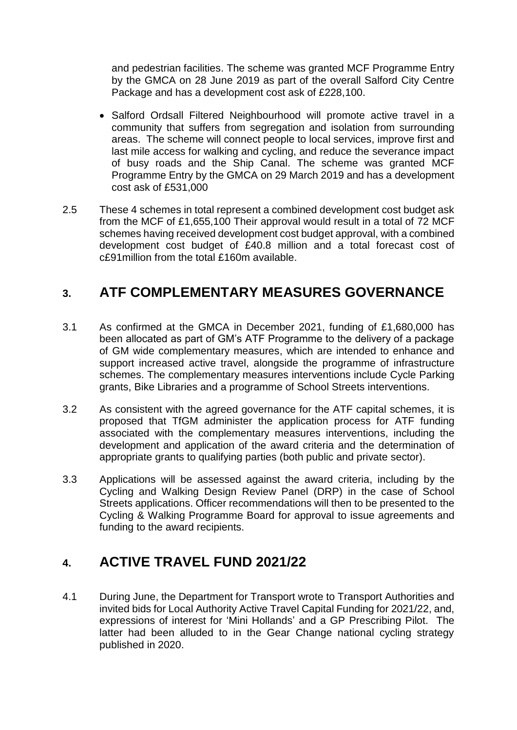and pedestrian facilities. The scheme was granted MCF Programme Entry by the GMCA on 28 June 2019 as part of the overall Salford City Centre Package and has a development cost ask of £228,100.

- Salford Ordsall Filtered Neighbourhood will promote active travel in a community that suffers from segregation and isolation from surrounding areas. The scheme will connect people to local services, improve first and last mile access for walking and cycling, and reduce the severance impact of busy roads and the Ship Canal. The scheme was granted MCF Programme Entry by the GMCA on 29 March 2019 and has a development cost ask of £531,000

2.5 These 4 schemes in total represent a combined development cost budget ask from the MCF of £1,655,100 Their approval would result in a total of 72 MCF schemes having received development cost budget approval, with a combined development cost budget of £40.8 million and a total forecast cost of c£91million from the total £160m available.

## 3. ATF COMPLEMENTARY MEASURES GOVERNANCE

3.1 As confirmed at the GMCA in December 2021, funding of £1,680,000 has been allocated as part of GM's ATF Programme to the delivery of a package of GM wide complementary measures, which are intended to enhance and support increased active travel, alongside the programme of infrastructure schemes. The complementary measures interventions include Cycle Parking grants, Bike Libraries and a programme of School Streets interventions.

3.2 As consistent with the agreed governance for the ATF capital schemes, it is proposed that TfGM administer the application process for ATF funding associated with the complementary measures interventions, including the development and application of the award criteria and the determination of appropriate grants to qualifying parties (both public and private sector).

3.3 Applications will be assessed against the award criteria, including by the Cycling and Walking Design Review Panel (DRP) in the case of School Streets applications. Officer recommendations will then to be presented to the Cycling & Walking Programme Board for approval to issue agreements and funding to the award recipients.

## 4. ACTIVE TRAVEL FUND 2021/22

4.1 During June, the Department for Transport wrote to Transport Authorities and invited bids for Local Authority Active Travel Capital Funding for 2021/22, and, expressions of interest for 'Mini Hollands' and a GP Prescribing Pilot. The latter had been alluded to in the Gear Change national cycling strategy published in 2020.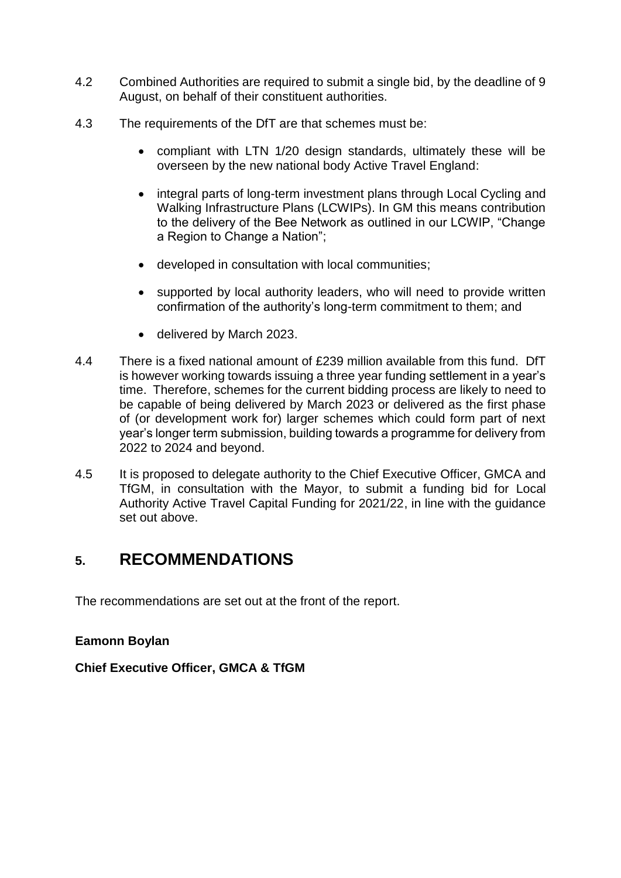4.2 Combined Authorities are required to submit a single bid, by the deadline of 9 August, on behalf of their constituent authorities.

4.3 The requirements of the DfT are that schemes must be:

- compliant with LTN 1/20 design standards, ultimately these will be overseen by the new national body Active Travel England:
- integral parts of long-term investment plans through Local Cycling and Walking Infrastructure Plans (LCWIPs). In GM this means contribution to the delivery of the Bee Network as outlined in our LCWIP, "Change a Region to Change a Nation";
- developed in consultation with local communities;
- supported by local authority leaders, who will need to provide written confirmation of the authority's long-term commitment to them; and
- delivered by March 2023.

4.4 There is a fixed national amount of £239 million available from this fund. DfT is however working towards issuing a three year funding settlement in a year's time. Therefore, schemes for the current bidding process are likely to need to be capable of being delivered by March 2023 or delivered as the first phase of (or development work for) larger schemes which could form part of next year's longer term submission, building towards a programme for delivery from 2022 to 2024 and beyond.

4.5 It is proposed to delegate authority to the Chief Executive Officer, GMCA and TfGM, in consultation with the Mayor, to submit a funding bid for Local Authority Active Travel Capital Funding for 2021/22, in line with the guidance set out above.

## 5. RECOMMENDATIONS

The recommendations are set out at the front of the report.

**Eamonn Boylan**

**Chief Executive Officer, GMCA & TfGM**